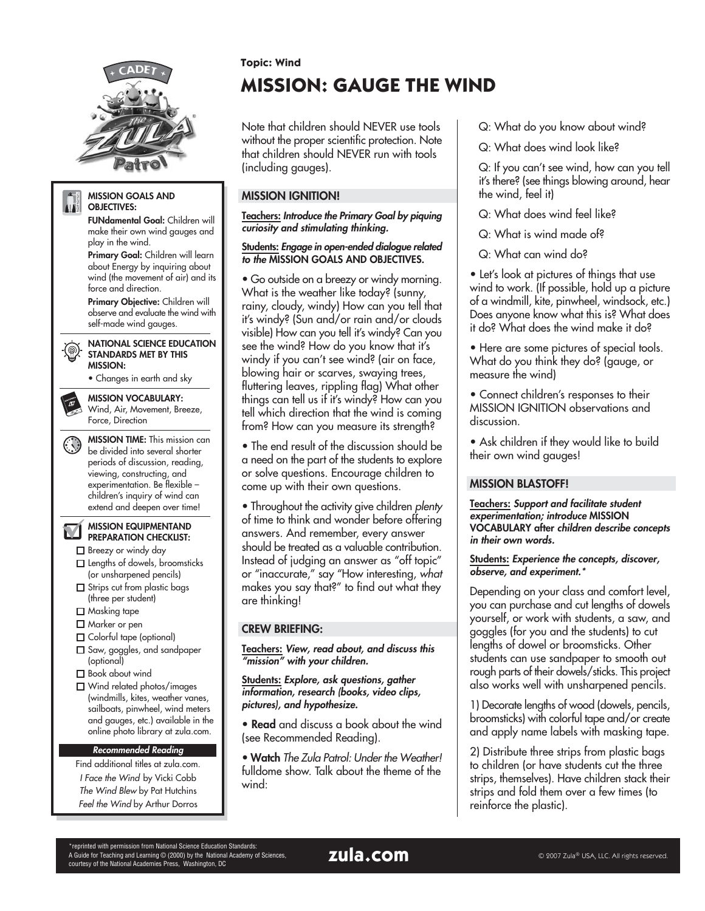**Topic: Wind**

# MISSION: GAUGE THE WIND

**MISSION GOALS AND OBJECTIVES:**

**FUNdamental Goal:** Children will make their own wind gauges and play in the wind.

**Primary Goal:** Children will learn about Energy by inquiring about wind (the movement of air) and its force and direction.

**Primary Objective:** Children will observe and evaluate the wind with self-made wind gauges.

**NATIONAL SCIENCE EDUCATION STANDARDS MET BY THIS MISSION:**

- Changes in earth and sky

**MISSION VOCABULARY:** Wind, Air, Movement, Breeze, Force, Direction

**MISSION TIME:** This mission can be divided into several shorter periods of discussion, reading, viewing, constructing, and experimentation. Be flexible – children's inquiry of wind can extend and deepen over time!

**MISSION EQUIPMENTAND PREPARATION CHECKLIST:**

- ☐ Breezy or windy day
- ☐ Lengths of dowels, broomsticks (or unsharpened pencils)
- ☐ Strips cut from plastic bags (three per student)
- ☐ Masking tape
- ☐ Marker or pen
- ☐ Colorful tape (optional)
- ☐ Saw, goggles, and sandpaper (optional)
- ☐ Book about wind
- ☐ Wind related photos/images (windmills, kites, weather vanes, sailboats, pinwheel, wind meters and gauges, etc.) available in the online photo library at zula.com.

***Recommended Reading***

Find additional titles at zula.com.

*I Face the Wind* by Vicki Cobb

*The Wind Blew* by Pat Hutchins

*Feel the Wind* by Arthur Dorros

Note that children should NEVER use tools without the proper scientific protection. Note that children should NEVER run with tools (including gauges).

## MISSION IGNITION!

**Teachers:** ***Introduce the Primary Goal by piquing curiosity and stimulating thinking.***

**Students:** ***Engage in open-ended dialogue related to the* MISSION GOALS AND OBJECTIVES.**

- Go outside on a breezy or windy morning. What is the weather like today? (sunny, rainy, cloudy, windy) How can you tell that it's windy? (Sun and/or rain and/or clouds visible) How can you tell it's windy? Can you see the wind? How do you know that it's windy if you can't see wind? (air on face, blowing hair or scarves, swaying trees, fluttering leaves, rippling flag) What other things can tell us if it's windy? How can you tell which direction that the wind is coming from? How can you measure its strength?
- The end result of the discussion should be a need on the part of the students to explore or solve questions. Encourage children to come up with their own questions.
- Throughout the activity give children *plenty* of time to think and wonder before offering answers. And remember, every answer should be treated as a valuable contribution. Instead of judging an answer as "off topic" or "inaccurate," say "How interesting, *what* makes you say that?" to find out what they are thinking!

## CREW BRIEFING:

**Teachers:** ***View, read about, and discuss this "mission" with your children.***

**Students:** ***Explore, ask questions, gather information, research (books, video clips, pictures), and hypothesize.***

- **Read** and discuss a book about the wind (see Recommended Reading).
- **Watch** *The Zula Patrol: Under the Weather!* fulldome show. Talk about the theme of the wind:

  Q: What do you know about wind?

  Q: What does wind look like?

  Q: If you can't see wind, how can you tell it's there? (see things blowing around, hear the wind, feel it)

  Q: What does wind feel like?

  Q: What is wind made of?

  Q: What can wind do?

- Let's look at pictures of things that use wind to work. (If possible, hold up a picture of a windmill, kite, pinwheel, windsock, etc.) Does anyone know what this is? What does it do? What does the wind make it do?
- Here are some pictures of special tools. What do you think they do? (gauge, or measure the wind)
- Connect children's responses to their MISSION IGNITION observations and discussion.
- Ask children if they would like to build their own wind gauges!

## MISSION BLASTOFF!

**Teachers:** ***Support and facilitate student experimentation; introduce* MISSION VOCABULARY *after children describe concepts in their own words.***

**Students:** ***Experience the concepts, discover, observe, and experiment.****

Depending on your class and comfort level, you can purchase and cut lengths of dowels yourself, or work with students, a saw, and goggles (for you and the students) to cut lengths of dowel or broomsticks. Other students can use sandpaper to smooth out rough parts of their dowels/sticks. This project also works well with unsharpened pencils.

1) Decorate lengths of wood (dowels, pencils, broomsticks) with colorful tape and/or create and apply name labels with masking tape.

2) Distribute three strips from plastic bags to children (or have students cut the three strips, themselves). Have children stack their strips and fold them over a few times (to reinforce the plastic).

*reprinted with permission from National Science Education Standards: A Guide for Teaching and Learning © (2000) by the National Academy of Sciences, courtesy of the National Academies Press, Washington, DC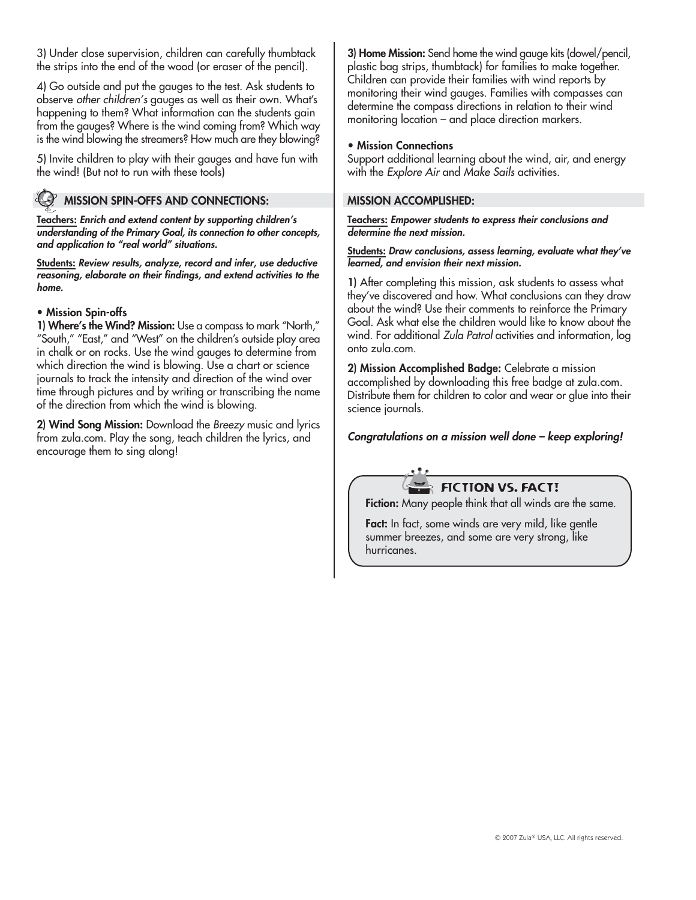3) Under close supervision, children can carefully thumbtack the strips into the end of the wood (or eraser of the pencil).

4) Go outside and put the gauges to the test. Ask students to observe *other children's* gauges as well as their own. What's happening to them? What information can the students gain from the gauges? Where is the wind coming from? Which way is the wind blowing the streamers? How much are they blowing?

5) Invite children to play with their gauges and have fun with the wind! (But not to run with these tools)

## MISSION SPIN-OFFS AND CONNECTIONS:

Teachers: ***Enrich and extend content by supporting children's understanding of the Primary Goal, its connection to other concepts, and application to "real world" situations.***

Students: ***Review results, analyze, record and infer, use deductive reasoning, elaborate on their findings, and extend activities to the home.***

**• Mission Spin-offs**

**1) Where's the Wind? Mission:** Use a compass to mark "North," "South," "East," and "West" on the children's outside play area in chalk or on rocks. Use the wind gauges to determine from which direction the wind is blowing. Use a chart or science journals to track the intensity and direction of the wind over time through pictures and by writing or transcribing the name of the direction from which the wind is blowing.

**2) Wind Song Mission:** Download the *Breezy* music and lyrics from zula.com. Play the song, teach children the lyrics, and encourage them to sing along!

**3) Home Mission:** Send home the wind gauge kits (dowel/pencil, plastic bag strips, thumbtack) for families to make together. Children can provide their families with wind reports by monitoring their wind gauges. Families with compasses can determine the compass directions in relation to their wind monitoring location – and place direction markers.

**• Mission Connections**

Support additional learning about the wind, air, and energy with the *Explore Air* and *Make Sails* activities.

## MISSION ACCOMPLISHED:

Teachers: ***Empower students to express their conclusions and determine the next mission.***

Students: ***Draw conclusions, assess learning, evaluate what they've learned, and envision their next mission.***

**1)** After completing this mission, ask students to assess what they've discovered and how. What conclusions can they draw about the wind? Use their comments to reinforce the Primary Goal. Ask what else the children would like to know about the wind. For additional *Zula Patrol* activities and information, log onto zula.com.

**2) Mission Accomplished Badge:** Celebrate a mission accomplished by downloading this free badge at zula.com. Distribute them for children to color and wear or glue into their science journals.

***Congratulations on a mission well done – keep exploring!***

### FICTION VS. FACT!

**Fiction:** Many people think that all winds are the same.

**Fact:** In fact, some winds are very mild, like gentle summer breezes, and some are very strong, like hurricanes.

© 2007 Zula® USA, LLC. All rights reserved.